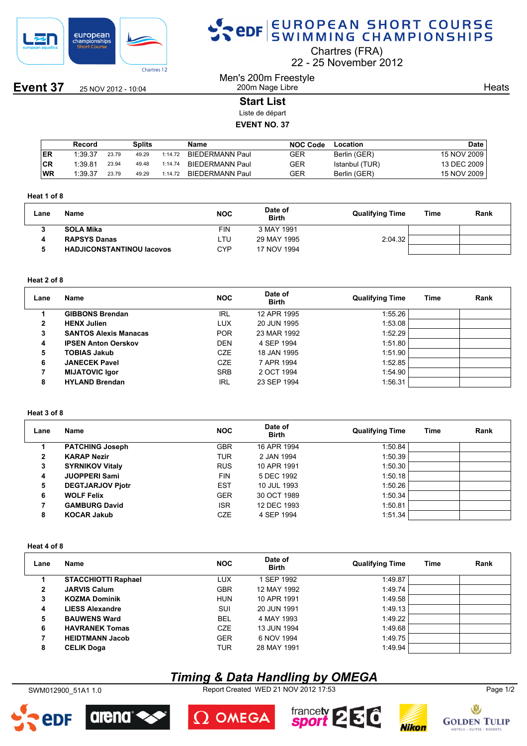# EUROPEAN SHORT COURSE SWIMMING CHAMPIONSHIPS

Chartres (FRA)
22 - 25 November 2012

**Event 37** 25 NOV 2012 - 10:04

Men's 200m Freestyle
200m Nage Libre

Heats

## Start List

Liste de départ

**EVENT NO. 37**

| | Record | Splits | | | Name | NOC Code | Location | Date |
|---|---|---|---|---|---|---|---|---|
| ER | 1:39.37 | 23.79 | 49.29 | 1:14.72 | BIEDERMANN Paul | GER | Berlin (GER) | 15 NOV 2009 |
| CR | 1:39.81 | 23.94 | 49.48 | 1:14.74 | BIEDERMANN Paul | GER | Istanbul (TUR) | 13 DEC 2009 |
| WR | 1:39.37 | 23.79 | 49.29 | 1:14.72 | BIEDERMANN Paul | GER | Berlin (GER) | 15 NOV 2009 |

### Heat 1 of 8

| Lane | Name | NOC | Date of Birth | Qualifying Time | Time | Rank |
|---|---|---|---|---|---|---|
| 3 | **SOLA Mika** | FIN | 3 MAY 1991 | | | |
| 4 | **RAPSYS Danas** | LTU | 29 MAY 1995 | 2:04.32 | | |
| 5 | **HADJICONSTANTINOU Iacovos** | CYP | 17 NOV 1994 | | | |

### Heat 2 of 8

| Lane | Name | NOC | Date of Birth | Qualifying Time | Time | Rank |
|---|---|---|---|---|---|---|
| 1 | **GIBBONS Brendan** | IRL | 12 APR 1995 | 1:55.26 | | |
| 2 | **HENX Julien** | LUX | 20 JUN 1995 | 1:53.08 | | |
| 3 | **SANTOS Alexis Manacas** | POR | 23 MAR 1992 | 1:52.29 | | |
| 4 | **IPSEN Anton Oerskov** | DEN | 4 SEP 1994 | 1:51.80 | | |
| 5 | **TOBIAS Jakub** | CZE | 18 JAN 1995 | 1:51.90 | | |
| 6 | **JANECEK Pavel** | CZE | 7 APR 1994 | 1:52.85 | | |
| 7 | **MIJATOVIC Igor** | SRB | 2 OCT 1994 | 1:54.90 | | |
| 8 | **HYLAND Brendan** | IRL | 23 SEP 1994 | 1:56.31 | | |

### Heat 3 of 8

| Lane | Name | NOC | Date of Birth | Qualifying Time | Time | Rank |
|---|---|---|---|---|---|---|
| 1 | **PATCHING Joseph** | GBR | 16 APR 1994 | 1:50.84 | | |
| 2 | **KARAP Nezir** | TUR | 2 JAN 1994 | 1:50.39 | | |
| 3 | **SYRNIKOV Vitaly** | RUS | 10 APR 1991 | 1:50.30 | | |
| 4 | **JUOPPERI Sami** | FIN | 5 DEC 1992 | 1:50.18 | | |
| 5 | **DEGTJARJOV Pjotr** | EST | 10 JUL 1993 | 1:50.26 | | |
| 6 | **WOLF Felix** | GER | 30 OCT 1989 | 1:50.34 | | |
| 7 | **GAMBURG David** | ISR | 12 DEC 1993 | 1:50.81 | | |
| 8 | **KOCAR Jakub** | CZE | 4 SEP 1994 | 1:51.34 | | |

### Heat 4 of 8

| Lane | Name | NOC | Date of Birth | Qualifying Time | Time | Rank |
|---|---|---|---|---|---|---|
| 1 | **STACCHIOTTI Raphael** | LUX | 1 SEP 1992 | 1:49.87 | | |
| 2 | **JARVIS Calum** | GBR | 12 MAY 1992 | 1:49.74 | | |
| 3 | **KOZMA Dominik** | HUN | 10 APR 1991 | 1:49.58 | | |
| 4 | **LIESS Alexandre** | SUI | 20 JUN 1991 | 1:49.13 | | |
| 5 | **BAUWENS Ward** | BEL | 4 MAY 1993 | 1:49.22 | | |
| 6 | **HAVRANEK Tomas** | CZE | 13 JUN 1994 | 1:49.68 | | |
| 7 | **HEIDTMANN Jacob** | GER | 6 NOV 1994 | 1:49.75 | | |
| 8 | **CELIK Doga** | TUR | 28 MAY 1991 | 1:49.94 | | |

*Timing & Data Handling by OMEGA*

SWM012900_51A1 1.0 Report Created WED 21 NOV 2012 17:53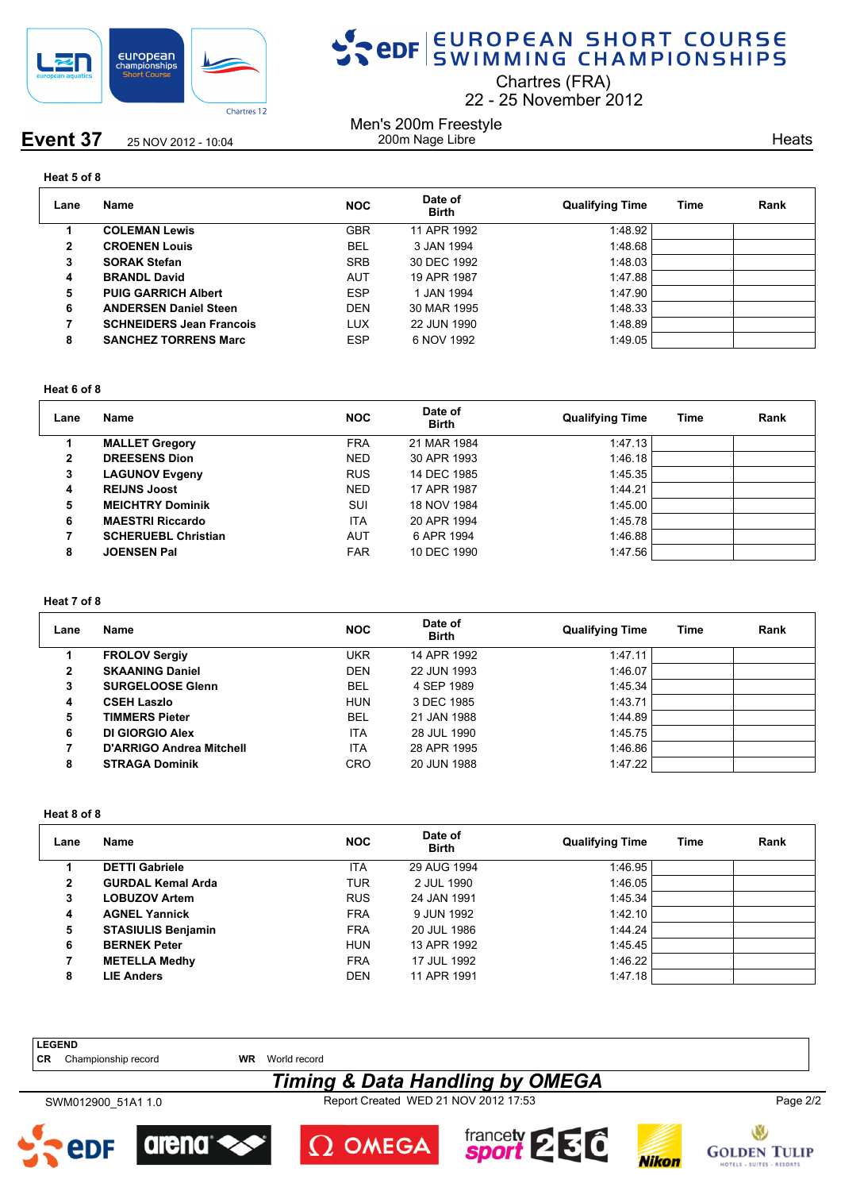# EUROPEAN SHORT COURSE SWIMMING CHAMPIONSHIPS

Chartres (FRA)
22 - 25 November 2012

**Event 37** 25 NOV 2012 - 10:04

Men's 200m Freestyle
200m Nage Libre

Heats

### Heat 5 of 8

| Lane | Name | NOC | Date of Birth | Qualifying Time | Time | Rank |
|---|---|---|---|---|---|---|
| 1 | **COLEMAN Lewis** | GBR | 11 APR 1992 | 1:48.92 | | |
| 2 | **CROENEN Louis** | BEL | 3 JAN 1994 | 1:48.68 | | |
| 3 | **SORAK Stefan** | SRB | 30 DEC 1992 | 1:48.03 | | |
| 4 | **BRANDL David** | AUT | 19 APR 1987 | 1:47.88 | | |
| 5 | **PUIG GARRICH Albert** | ESP | 1 JAN 1994 | 1:47.90 | | |
| 6 | **ANDERSEN Daniel Steen** | DEN | 30 MAR 1995 | 1:48.33 | | |
| 7 | **SCHNEIDERS Jean Francois** | LUX | 22 JUN 1990 | 1:48.89 | | |
| 8 | **SANCHEZ TORRENS Marc** | ESP | 6 NOV 1992 | 1:49.05 | | |

### Heat 6 of 8

| Lane | Name | NOC | Date of Birth | Qualifying Time | Time | Rank |
|---|---|---|---|---|---|---|
| 1 | **MALLET Gregory** | FRA | 21 MAR 1984 | 1:47.13 | | |
| 2 | **DREESENS Dion** | NED | 30 APR 1993 | 1:46.18 | | |
| 3 | **LAGUNOV Evgeny** | RUS | 14 DEC 1985 | 1:45.35 | | |
| 4 | **REIJNS Joost** | NED | 17 APR 1987 | 1:44.21 | | |
| 5 | **MEICHTRY Dominik** | SUI | 18 NOV 1984 | 1:45.00 | | |
| 6 | **MAESTRI Riccardo** | ITA | 20 APR 1994 | 1:45.78 | | |
| 7 | **SCHERUEBL Christian** | AUT | 6 APR 1994 | 1:46.88 | | |
| 8 | **JOENSEN Pal** | FAR | 10 DEC 1990 | 1:47.56 | | |

### Heat 7 of 8

| Lane | Name | NOC | Date of Birth | Qualifying Time | Time | Rank |
|---|---|---|---|---|---|---|
| 1 | **FROLOV Sergiy** | UKR | 14 APR 1992 | 1:47.11 | | |
| 2 | **SKAANING Daniel** | DEN | 22 JUN 1993 | 1:46.07 | | |
| 3 | **SURGELOOSE Glenn** | BEL | 4 SEP 1989 | 1:45.34 | | |
| 4 | **CSEH Laszlo** | HUN | 3 DEC 1985 | 1:43.71 | | |
| 5 | **TIMMERS Pieter** | BEL | 21 JAN 1988 | 1:44.89 | | |
| 6 | **DI GIORGIO Alex** | ITA | 28 JUL 1990 | 1:45.75 | | |
| 7 | **D'ARRIGO Andrea Mitchell** | ITA | 28 APR 1995 | 1:46.86 | | |
| 8 | **STRAGA Dominik** | CRO | 20 JUN 1988 | 1:47.22 | | |

### Heat 8 of 8

| Lane | Name | NOC | Date of Birth | Qualifying Time | Time | Rank |
|---|---|---|---|---|---|---|
| 1 | **DETTI Gabriele** | ITA | 29 AUG 1994 | 1:46.95 | | |
| 2 | **GURDAL Kemal Arda** | TUR | 2 JUL 1990 | 1:46.05 | | |
| 3 | **LOBUZOV Artem** | RUS | 24 JAN 1991 | 1:45.34 | | |
| 4 | **AGNEL Yannick** | FRA | 9 JUN 1992 | 1:42.10 | | |
| 5 | **STASIULIS Benjamin** | FRA | 20 JUL 1986 | 1:44.24 | | |
| 6 | **BERNEK Peter** | HUN | 13 APR 1992 | 1:45.45 | | |
| 7 | **METELLA Medhy** | FRA | 17 JUL 1992 | 1:46.22 | | |
| 8 | **LIE Anders** | DEN | 11 APR 1991 | 1:47.18 | | |

**LEGEND**
**CR** Championship record **WR** World record

***Timing & Data Handling by OMEGA***

SWM012900_51A1 1.0 Report Created WED 21 NOV 2012 17:53